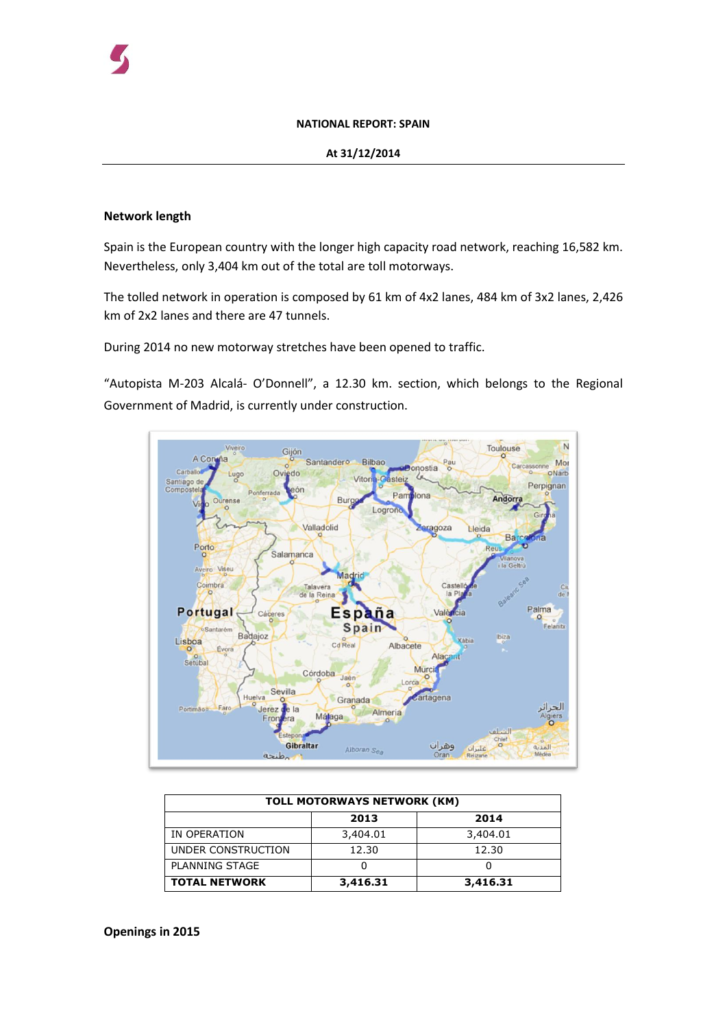**NATIONAL REPORT: SPAIN**

**At 31/12/2014**

**Network length**

Spain is the European country with the longer high capacity road network, reaching 16,582 km. Nevertheless, only 3,404 km out of the total are toll motorways.

The tolled network in operation is composed by 61 km of 4x2 lanes, 484 km of 3x2 lanes, 2,426 km of 2x2 lanes and there are 47 tunnels.

During 2014 no new motorway stretches have been opened to traffic.

"Autopista M-203 Alcalá- O'Donnell", a 12.30 km. section, which belongs to the Regional Government of Madrid, is currently under construction.

| TOLL MOTORWAYS NETWORK (KM) | | |
|---|---|---|
| | **2013** | **2014** |
| IN OPERATION | 3,404.01 | 3,404.01 |
| UNDER CONSTRUCTION | 12.30 | 12.30 |
| PLANNING STAGE | 0 | 0 |
| **TOTAL NETWORK** | **3,416.31** | **3,416.31** |

**Openings in 2015**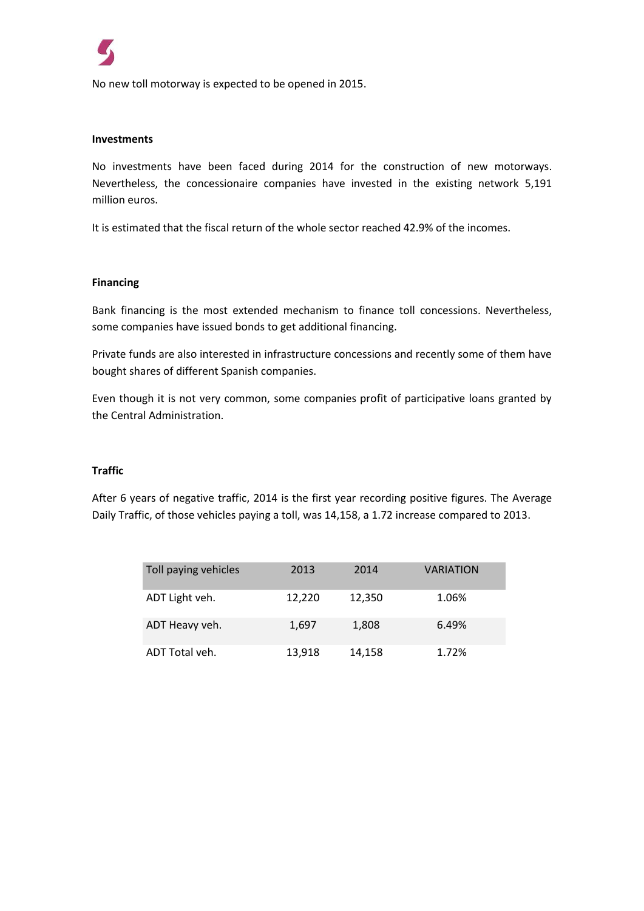No new toll motorway is expected to be opened in 2015.

**Investments**

No investments have been faced during 2014 for the construction of new motorways. Nevertheless, the concessionaire companies have invested in the existing network 5,191 million euros.

It is estimated that the fiscal return of the whole sector reached 42.9% of the incomes.

**Financing**

Bank financing is the most extended mechanism to finance toll concessions. Nevertheless, some companies have issued bonds to get additional financing.

Private funds are also interested in infrastructure concessions and recently some of them have bought shares of different Spanish companies.

Even though it is not very common, some companies profit of participative loans granted by the Central Administration.

**Traffic**

After 6 years of negative traffic, 2014 is the first year recording positive figures. The Average Daily Traffic, of those vehicles paying a toll, was 14,158, a 1.72 increase compared to 2013.

| Toll paying vehicles | 2013 | 2014 | VARIATION |
|---|---|---|---|
| ADT Light veh. | 12,220 | 12,350 | 1.06% |
| ADT Heavy veh. | 1,697 | 1,808 | 6.49% |
| ADT Total veh. | 13,918 | 14,158 | 1.72% |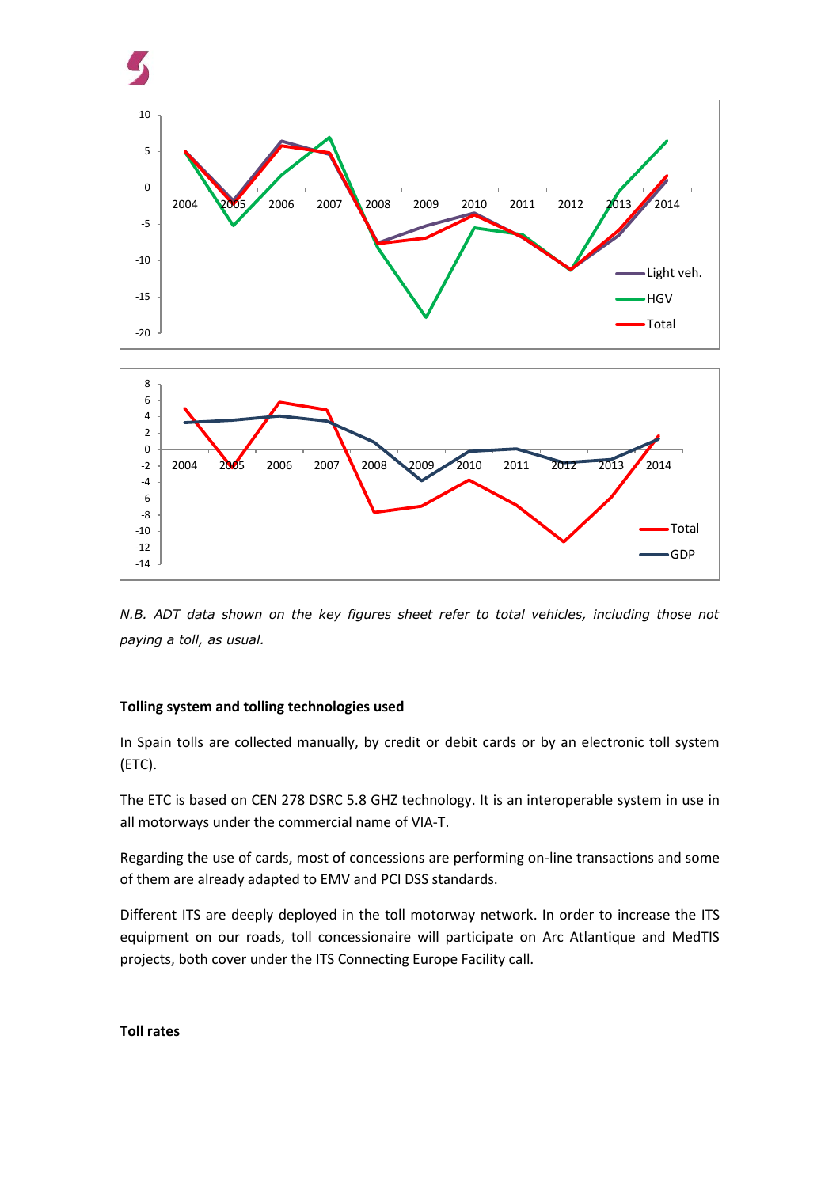*N.B. ADT data shown on the key figures sheet refer to total vehicles, including those not paying a toll, as usual.*

**Tolling system and tolling technologies used**

In Spain tolls are collected manually, by credit or debit cards or by an electronic toll system (ETC).

The ETC is based on CEN 278 DSRC 5.8 GHz technology. It is an interoperable system in use in all motorways under the commercial name of VIA-T.

Regarding the use of cards, most of concessions are performing on-line transactions and some of them are already adapted to EMV and PCI DSS standards.

Different ITS are deeply deployed in the toll motorway network. In order to increase the ITS equipment on our roads, toll concessionaire will participate on Arc Atlantique and MedTIS projects, both cover under the ITS Connecting Europe Facility call.

**Toll rates**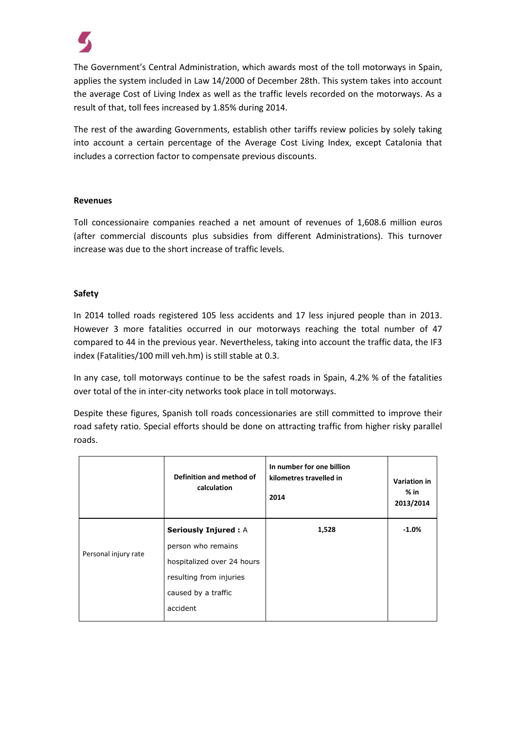The Government's Central Administration, which awards most of the toll motorways in Spain, applies the system included in Law 14/2000 of December 28th. This system takes into account the average Cost of Living Index as well as the traffic levels recorded on the motorways. As a result of that, toll fees increased by 1.85% during 2014.

The rest of the awarding Governments, establish other tariffs review policies by solely taking into account a certain percentage of the Average Cost Living Index, except Catalonia that includes a correction factor to compensate previous discounts.

**Revenues**

Toll concessionaire companies reached a net amount of revenues of 1,608.6 million euros (after commercial discounts plus subsidies from different Administrations). This turnover increase was due to the short increase of traffic levels.

**Safety**

In 2014 tolled roads registered 105 less accidents and 17 less injured people than in 2013. However 3 more fatalities occurred in our motorways reaching the total number of 47 compared to 44 in the previous year. Nevertheless, taking into account the traffic data, the IF3 index (Fatalities/100 mill veh.hm) is still stable at 0.3.

In any case, toll motorways continue to be the safest roads in Spain, 4.2% % of the fatalities over total of the in inter-city networks took place in toll motorways.

Despite these figures, Spanish toll roads concessionaries are still committed to improve their road safety ratio. Special efforts should be done on attracting traffic from higher risky parallel roads.

| | Definition and method of calculation | In number for one billion kilometres travelled in 2014 | Variation in % in 2013/2014 |
|---|---|---|---|
| Personal injury rate | **Seriously Injured :** A person who remains hospitalized over 24 hours resulting from injuries caused by a traffic accident | 1,528 | -1.0% |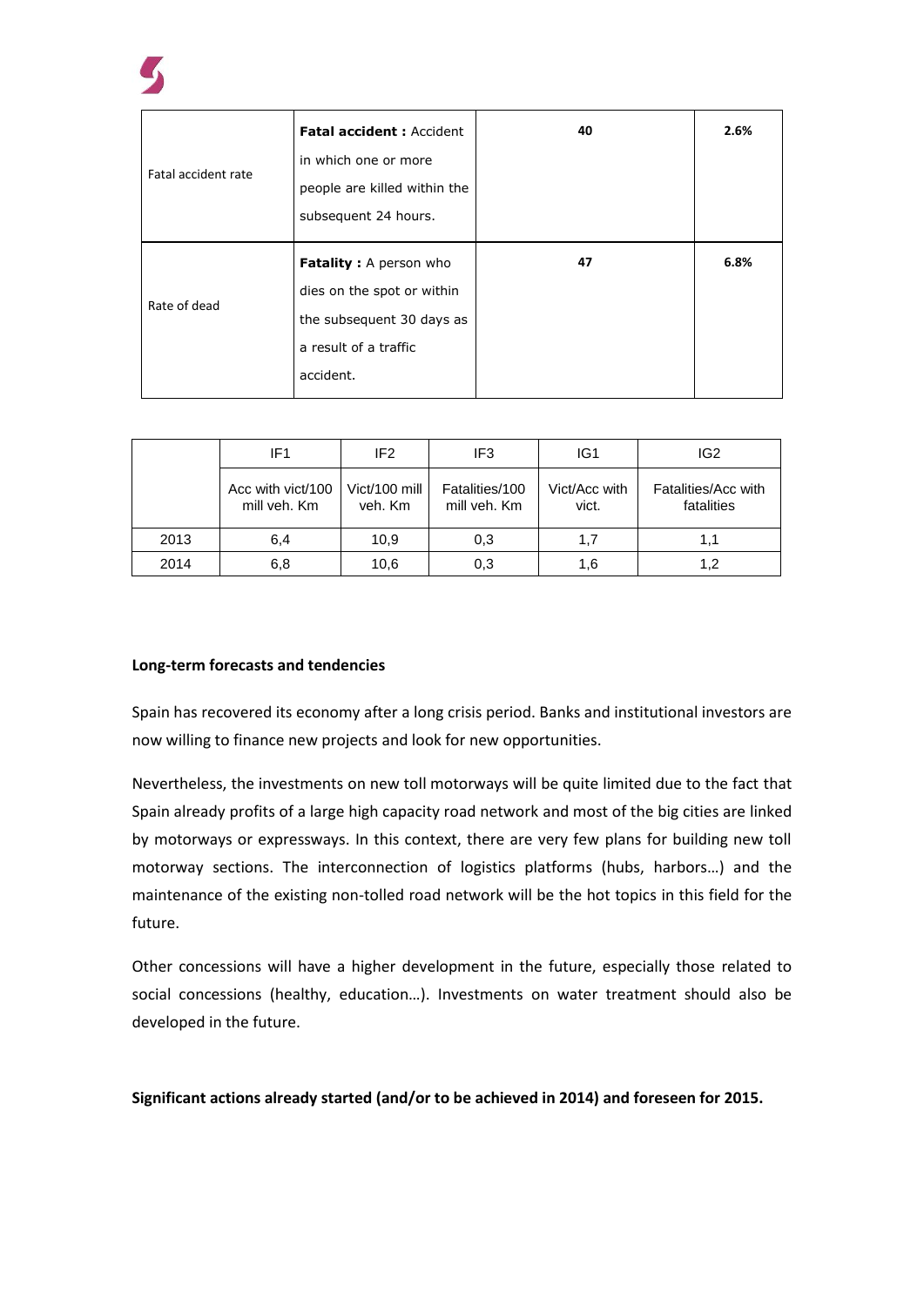| Fatal accident rate | **Fatal accident :** Accident in which one or more people are killed within the subsequent 24 hours. | **40** | **2.6%** |
|---|---|---|---|
| Rate of dead | **Fatality :** A person who dies on the spot or within the subsequent 30 days as a result of a traffic accident. | **47** | **6.8%** |

| | IF1 | IF2 | IF3 | IG1 | IG2 |
|---|---|---|---|---|---|
| | Acc with vict/100 mill veh. Km | Vict/100 mill veh. Km | Fatalities/100 mill veh. Km | Vict/Acc with vict. | Fatalities/Acc with fatalities |
| 2013 | 6,4 | 10,9 | 0,3 | 1,7 | 1,1 |
| 2014 | 6,8 | 10,6 | 0,3 | 1,6 | 1,2 |

**Long-term forecasts and tendencies**

Spain has recovered its economy after a long crisis period. Banks and institutional investors are now willing to finance new projects and look for new opportunities.

Nevertheless, the investments on new toll motorways will be quite limited due to the fact that Spain already profits of a large high capacity road network and most of the big cities are linked by motorways or expressways. In this context, there are very few plans for building new toll motorway sections. The interconnection of logistics platforms (hubs, harbors…) and the maintenance of the existing non-tolled road network will be the hot topics in this field for the future.

Other concessions will have a higher development in the future, especially those related to social concessions (healthy, education…). Investments on water treatment should also be developed in the future.

**Significant actions already started (and/or to be achieved in 2014) and foreseen for 2015.**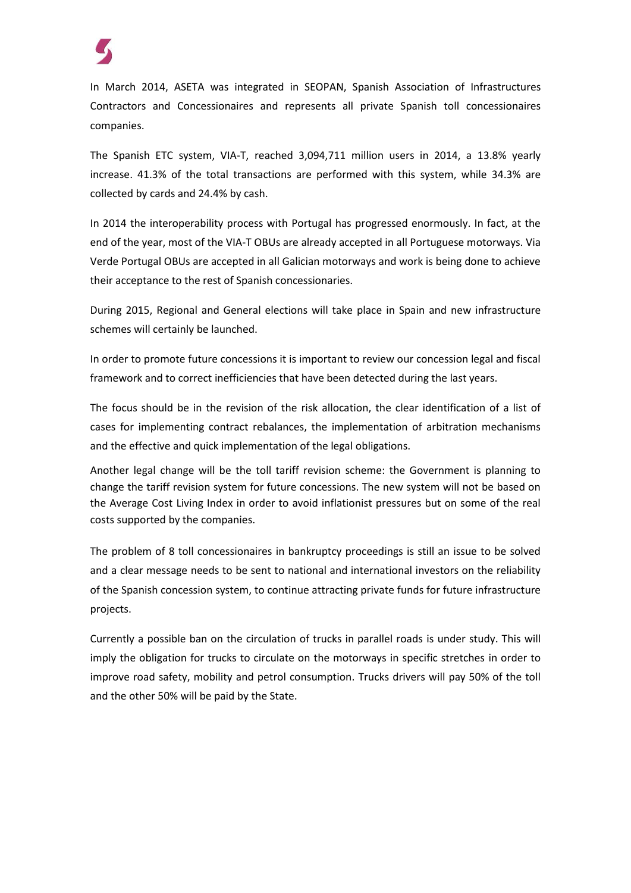In March 2014, ASETA was integrated in SEOPAN, Spanish Association of Infrastructures Contractors and Concessionaires and represents all private Spanish toll concessionaires companies.

The Spanish ETC system, VIA-T, reached 3,094,711 million users in 2014, a 13.8% yearly increase. 41.3% of the total transactions are performed with this system, while 34.3% are collected by cards and 24.4% by cash.

In 2014 the interoperability process with Portugal has progressed enormously. In fact, at the end of the year, most of the VIA-T OBUs are already accepted in all Portuguese motorways. Via Verde Portugal OBUs are accepted in all Galician motorways and work is being done to achieve their acceptance to the rest of Spanish concessionaries.

During 2015, Regional and General elections will take place in Spain and new infrastructure schemes will certainly be launched.

In order to promote future concessions it is important to review our concession legal and fiscal framework and to correct inefficiencies that have been detected during the last years.

The focus should be in the revision of the risk allocation, the clear identification of a list of cases for implementing contract rebalances, the implementation of arbitration mechanisms and the effective and quick implementation of the legal obligations.

Another legal change will be the toll tariff revision scheme: the Government is planning to change the tariff revision system for future concessions. The new system will not be based on the Average Cost Living Index in order to avoid inflationist pressures but on some of the real costs supported by the companies.

The problem of 8 toll concessionaires in bankruptcy proceedings is still an issue to be solved and a clear message needs to be sent to national and international investors on the reliability of the Spanish concession system, to continue attracting private funds for future infrastructure projects.

Currently a possible ban on the circulation of trucks in parallel roads is under study. This will imply the obligation for trucks to circulate on the motorways in specific stretches in order to improve road safety, mobility and petrol consumption. Trucks drivers will pay 50% of the toll and the other 50% will be paid by the State.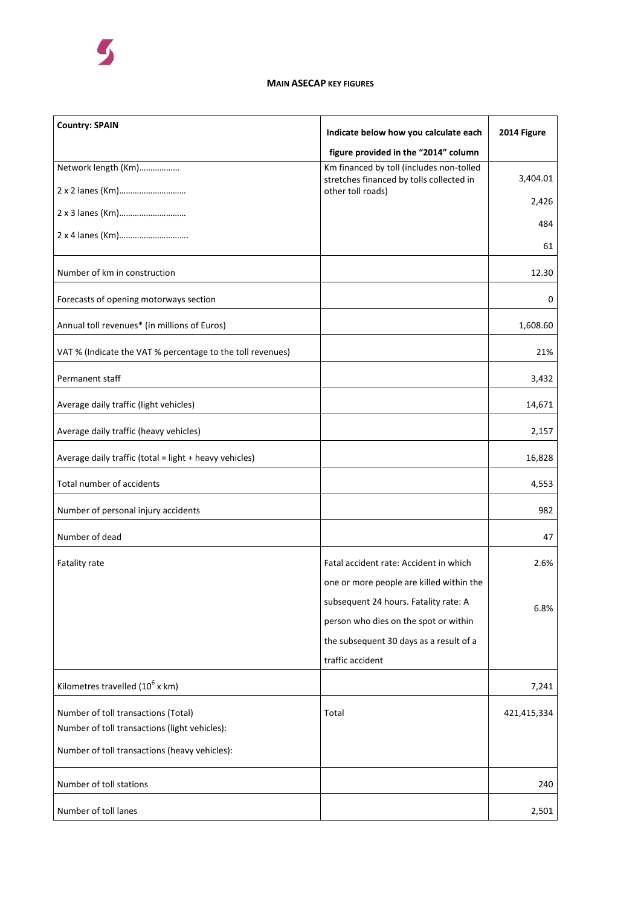**MAIN ASECAP KEY FIGURES**

| Country: SPAIN | Indicate below how you calculate each figure provided in the "2014" column | 2014 Figure |
| --- | --- | --- |
| Network length (Km)……………… | Km financed by toll (includes non-tolled stretches financed by tolls collected in other toll roads) | 3,404.01 |
| 2 x 2 lanes (Km)………………………… | | 2,426 |
| 2 x 3 lanes (Km)………………………… | | 484 |
| 2 x 4 lanes (Km)…………………………. | | 61 |
| Number of km in construction | | 12.30 |
| Forecasts of opening motorways section | | 0 |
| Annual toll revenues* (in millions of Euros) | | 1,608.60 |
| VAT % (Indicate the VAT % percentage to the toll revenues) | | 21% |
| Permanent staff | | 3,432 |
| Average daily traffic (light vehicles) | | 14,671 |
| Average daily traffic (heavy vehicles) | | 2,157 |
| Average daily traffic (total = light + heavy vehicles) | | 16,828 |
| Total number of accidents | | 4,553 |
| Number of personal injury accidents | | 982 |
| Number of dead | | 47 |
| Fatality rate | Fatal accident rate: Accident in which one or more people are killed within the subsequent 24 hours. Fatality rate: A person who dies on the spot or within the subsequent 30 days as a result of a traffic accident | 2.6%<br>6.8% |
| Kilometres travelled ($10^6$ x km) | | 7,241 |
| Number of toll transactions (Total) | Total | 421,415,334 |
| Number of toll transactions (light vehicles): | | |
| Number of toll transactions (heavy vehicles): | | |
| Number of toll stations | | 240 |
| Number of toll lanes | | 2,501 |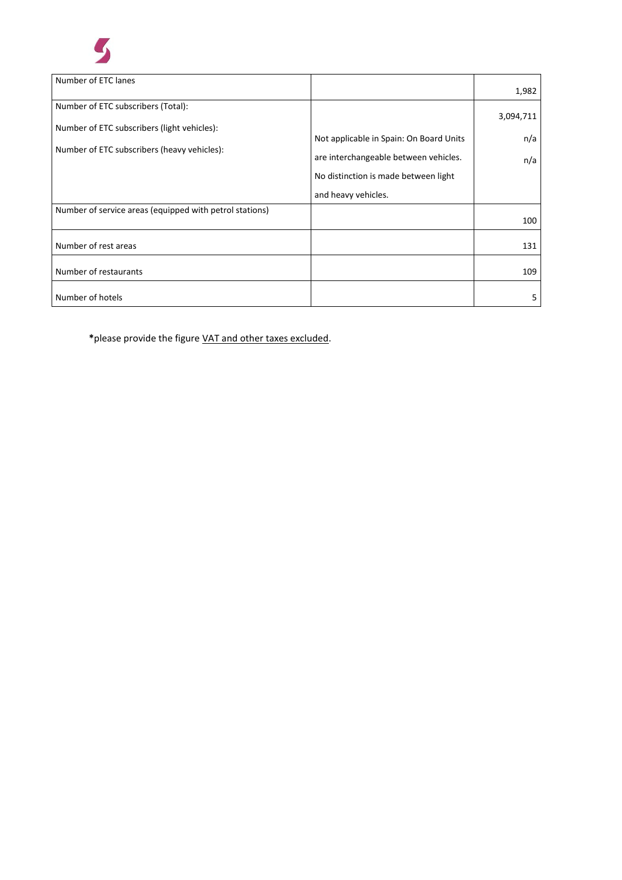| | | |
|---|---|---|
| Number of ETC lanes | | 1,982 |
| Number of ETC subscribers (Total): | | 3,094,711 |
| Number of ETC subscribers (light vehicles): | Not applicable in Spain: On Board Units are interchangeable between vehicles. No distinction is made between light and heavy vehicles. | n/a |
| Number of ETC subscribers (heavy vehicles): | | n/a |
| Number of service areas (equipped with petrol stations) | | 100 |
| Number of rest areas | | 131 |
| Number of restaurants | | 109 |
| Number of hotels | | 5 |

**\***please provide the figure VAT and other taxes excluded.